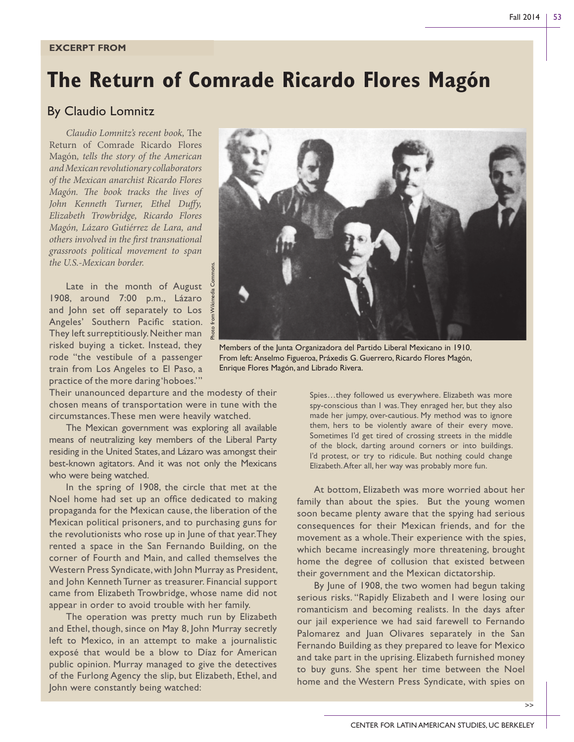EXCERPT FROM

# The Return of Comrade Ricardo Flores Magón

## By Claudio Lomnitz

*Claudio Lomnitz's recent book,* The Return of Comrade Ricardo Flores Magón, *tells the story of the American and Mexican revolutionary collaborators of the Mexican anarchist Ricardo Flores Magón. The book tracks the lives of John Kenneth Turner, Ethel Duffy, Elizabeth Trowbridge, Ricardo Flores Magón, Lázaro Gutiérrez de Lara, and others involved in the first transnational grassroots political movement to span the U.S.-Mexican border.*

Photo from Wikimedia Commons.

Members of the Junta Organizadora del Partido Liberal Mexicano in 1910. From left: Anselmo Figueroa, Práxedis G. Guerrero, Ricardo Flores Magón, Enrique Flores Magón, and Librado Rivera.

Late in the month of August 1908, around 7:00 p.m., Lázaro and John set off separately to Los Angeles' Southern Pacific station. They left surreptitiously. Neither man risked buying a ticket. Instead, they rode "the vestibule of a passenger train from Los Angeles to El Paso, a practice of the more daring 'hoboes.'" Their unanounced departure and the modesty of their chosen means of transportation were in tune with the circumstances. These men were heavily watched.

The Mexican government was exploring all available means of neutralizing key members of the Liberal Party residing in the United States, and Lázaro was amongst their best-known agitators. And it was not only the Mexicans who were being watched.

In the spring of 1908, the circle that met at the Noel home had set up an office dedicated to making propaganda for the Mexican cause, the liberation of the Mexican political prisoners, and to purchasing guns for the revolutionists who rose up in June of that year. They rented a space in the San Fernando Building, on the corner of Fourth and Main, and called themselves the Western Press Syndicate, with John Murray as President, and John Kenneth Turner as treasurer. Financial support came from Elizabeth Trowbridge, whose name did not appear in order to avoid trouble with her family.

The operation was pretty much run by Elizabeth and Ethel, though, since on May 8, John Murray secretly left to Mexico, in an attempt to make a journalistic exposé that would be a blow to Díaz for American public opinion. Murray managed to give the detectives of the Furlong Agency the slip, but Elizabeth, Ethel, and John were constantly being watched:

> Spies…they followed us everywhere. Elizabeth was more spy-conscious than I was. They enraged her, but they also made her jumpy, over-cautious. My method was to ignore them, hers to be violently aware of their every move. Sometimes I'd get tired of crossing streets in the middle of the block, darting around corners or into buildings. I'd protest, or try to ridicule. But nothing could change Elizabeth. After all, her way was probably more fun.

At bottom, Elizabeth was more worried about her family than about the spies. But the young women soon became plenty aware that the spying had serious consequences for their Mexican friends, and for the movement as a whole. Their experience with the spies, which became increasingly more threatening, brought home the degree of collusion that existed between their government and the Mexican dictatorship.

By June of 1908, the two women had begun taking serious risks. "Rapidly Elizabeth and I were losing our romanticism and becoming realists. In the days after our jail experience we had said farewell to Fernando Palomarez and Juan Olivares separately in the San Fernando Building as they prepared to leave for Mexico and take part in the uprising. Elizabeth furnished money to buy guns. She spent her time between the Noel home and the Western Press Syndicate, with spies on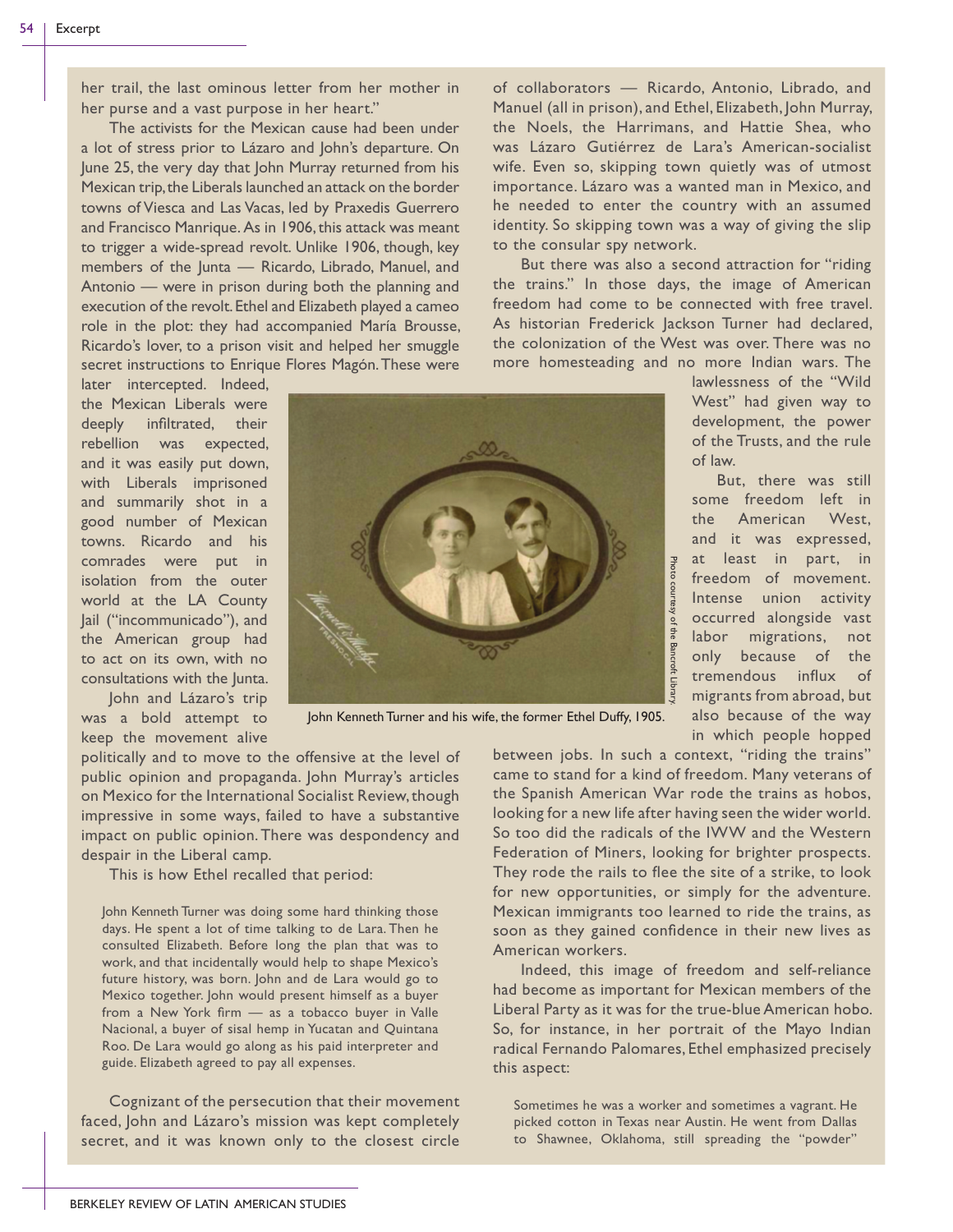her trail, the last ominous letter from her mother in her purse and a vast purpose in her heart."

The activists for the Mexican cause had been under a lot of stress prior to Lázaro and John's departure. On June 25, the very day that John Murray returned from his Mexican trip, the Liberals launched an attack on the border towns of Viesca and Las Vacas, led by Praxedis Guerrero and Francisco Manrique. As in 1906, this attack was meant to trigger a wide-spread revolt. Unlike 1906, though, key members of the Junta — Ricardo, Librado, Manuel, and Antonio — were in prison during both the planning and execution of the revolt. Ethel and Elizabeth played a cameo role in the plot: they had accompanied María Brousse, Ricardo's lover, to a prison visit and helped her smuggle secret instructions to Enrique Flores Magón. These were later intercepted. Indeed, the Mexican Liberals were deeply infiltrated, their rebellion was expected, and it was easily put down, with Liberals imprisoned and summarily shot in a good number of Mexican towns. Ricardo and his comrades were put in isolation from the outer world at the LA County Jail ("incommunicado"), and the American group had to act on its own, with no consultations with the Junta.

John and Lázaro's trip was a bold attempt to keep the movement alive politically and to move to the offensive at the level of public opinion and propaganda. John Murray's articles on Mexico for the International Socialist Review, though impressive in some ways, failed to have a substantive impact on public opinion. There was despondency and despair in the Liberal camp.

This is how Ethel recalled that period:

> John Kenneth Turner was doing some hard thinking those days. He spent a lot of time talking to de Lara. Then he consulted Elizabeth. Before long the plan that was to work, and that incidentally would help to shape Mexico's future history, was born. John and de Lara would go to Mexico together. John would present himself as a buyer from a New York firm — as a tobacco buyer in Valle Nacional, a buyer of sisal hemp in Yucatan and Quintana Roo. De Lara would go along as his paid interpreter and guide. Elizabeth agreed to pay all expenses.

Cognizant of the persecution that their movement faced, John and Lázaro's mission was kept completely secret, and it was known only to the closest circle of collaborators — Ricardo, Antonio, Librado, and Manuel (all in prison), and Ethel, Elizabeth, John Murray, the Noels, the Harrimans, and Hattie Shea, who was Lázaro Gutiérrez de Lara's American-socialist wife. Even so, skipping town quietly was of utmost importance. Lázaro was a wanted man in Mexico, and he needed to enter the country with an assumed identity. So skipping town was a way of giving the slip to the consular spy network.

But there was also a second attraction for "riding the trains." In those days, the image of American freedom had come to be connected with free travel. As historian Frederick Jackson Turner had declared, the colonization of the West was over. There was no more homesteading and no more Indian wars. The lawlessness of the "Wild West" had given way to development, the power of the Trusts, and the rule of law.

Photo courtesy of the Bancroft Library.

John Kenneth Turner and his wife, the former Ethel Duffy, 1905.

But, there was still some freedom left in the American West, and it was expressed, at least in part, in freedom of movement. Intense union activity occurred alongside vast labor migrations, not only because of the tremendous influx of migrants from abroad, but also because of the way in which people hopped between jobs. In such a context, "riding the trains" came to stand for a kind of freedom. Many veterans of the Spanish American War rode the trains as hobos, looking for a new life after having seen the wider world. So too did the radicals of the IWW and the Western Federation of Miners, looking for brighter prospects. They rode the rails to flee the site of a strike, to look for new opportunities, or simply for the adventure. Mexican immigrants too learned to ride the trains, as soon as they gained confidence in their new lives as American workers.

Indeed, this image of freedom and self-reliance had become as important for Mexican members of the Liberal Party as it was for the true-blue American hobo. So, for instance, in her portrait of the Mayo Indian radical Fernando Palomares, Ethel emphasized precisely this aspect:

> Sometimes he was a worker and sometimes a vagrant. He picked cotton in Texas near Austin. He went from Dallas to Shawnee, Oklahoma, still spreading the "powder"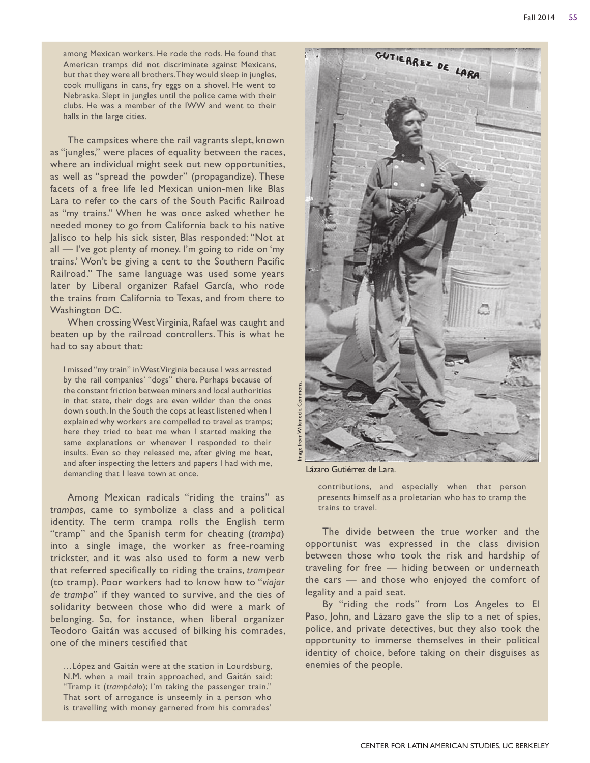> among Mexican workers. He rode the rods. He found that American tramps did not discriminate against Mexicans, but that they were all brothers. They would sleep in jungles, cook mulligans in cans, fry eggs on a shovel. He went to Nebraska. Slept in jungles until the police came with their clubs. He was a member of the IWW and went to their halls in the large cities.

The campsites where the rail vagrants slept, known as "jungles," were places of equality between the races, where an individual might seek out new opportunities, as well as "spread the powder" (propagandize). These facets of a free life led Mexican union-men like Blas Lara to refer to the cars of the South Pacific Railroad as "my trains." When he was once asked whether he needed money to go from California back to his native Jalisco to help his sick sister, Blas responded: "Not at all — I've got plenty of money. I'm going to ride on 'my trains.' Won't be giving a cent to the Southern Pacific Railroad." The same language was used some years later by Liberal organizer Rafael García, who rode the trains from California to Texas, and from there to Washington DC.

When crossing West Virginia, Rafael was caught and beaten up by the railroad controllers. This is what he had to say about that:

> I missed "my train" in West Virginia because I was arrested by the rail companies' "dogs" there. Perhaps because of the constant friction between miners and local authorities in that state, their dogs are even wilder than the ones down south. In the South the cops at least listened when I explained why workers are compelled to travel as tramps; here they tried to beat me when I started making the same explanations or whenever I responded to their insults. Even so they released me, after giving me heat, and after inspecting the letters and papers I had with me, demanding that I leave town at once.

Among Mexican radicals "riding the trains" as *trampas*, came to symbolize a class and a political identity. The term trampa rolls the English term "tramp" and the Spanish term for cheating (*trampa*) into a single image, the worker as free-roaming trickster, and it was also used to form a new verb that referred specifically to riding the trains, *trampear* (to tramp). Poor workers had to know how to "*viajar de trampa*" if they wanted to survive, and the ties of solidarity between those who did were a mark of belonging. So, for instance, when liberal organizer Teodoro Gaitán was accused of bilking his comrades, one of the miners testified that

> …López and Gaitán were at the station in Lourdsburg, N.M. when a mail train approached, and Gaitán said: "Tramp it (*trampéalo*); I'm taking the passenger train." That sort of arrogance is unseemly in a person who is travelling with money garnered from his comrades' contributions, and especially when that person presents himself as a proletarian who has to tramp the trains to travel.

Image from Wikimedia Commons.

Lázaro Gutiérrez de Lara.

The divide between the true worker and the opportunist was expressed in the class division between those who took the risk and hardship of traveling for free — hiding between or underneath the cars — and those who enjoyed the comfort of legality and a paid seat.

By "riding the rods" from Los Angeles to El Paso, John, and Lázaro gave the slip to a net of spies, police, and private detectives, but they also took the opportunity to immerse themselves in their political identity of choice, before taking on their disguises as enemies of the people.